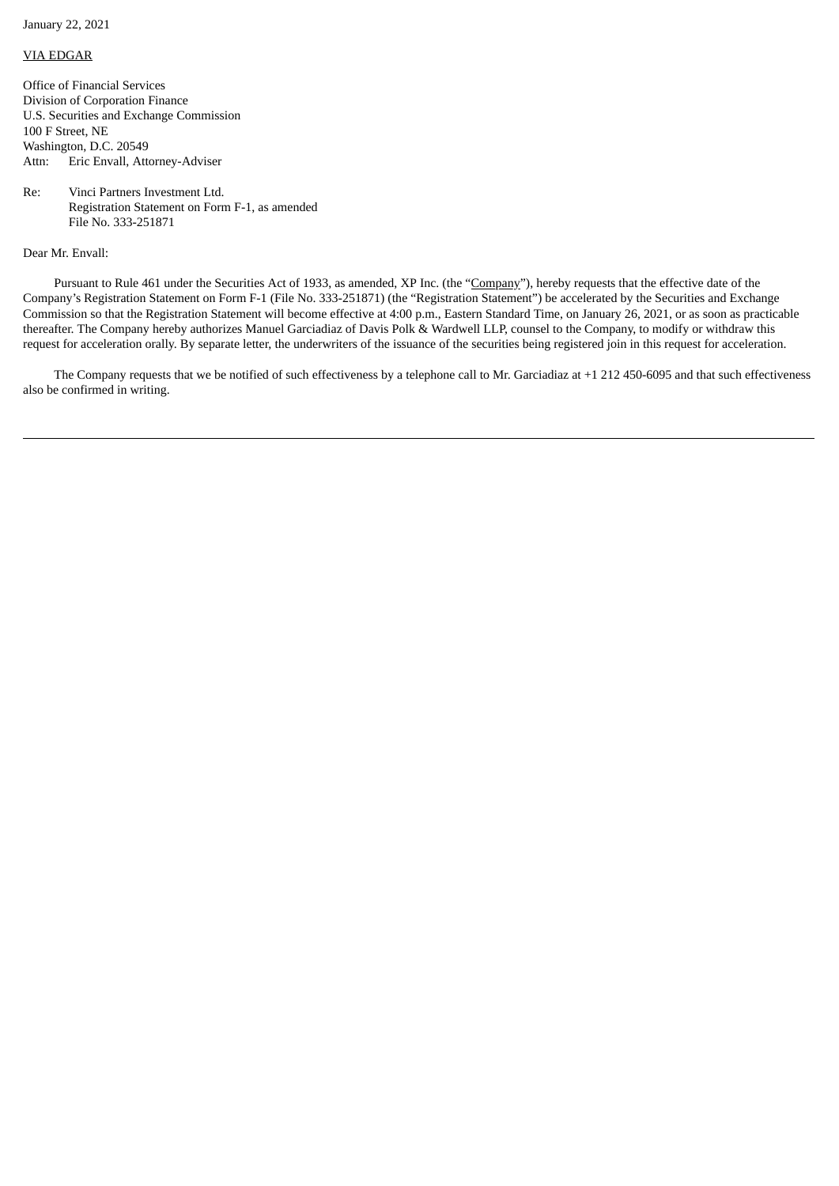January 22, 2021

VIA EDGAR

Office of Financial Services
Division of Corporation Finance
U.S. Securities and Exchange Commission
100 F Street, NE
Washington, D.C. 20549
Attn: Eric Envall, Attorney-Adviser

Re: Vinci Partners Investment Ltd.
Registration Statement on Form F-1, as amended
File No. 333-251871

Dear Mr. Envall:

Pursuant to Rule 461 under the Securities Act of 1933, as amended, XP Inc. (the "Company"), hereby requests that the effective date of the Company's Registration Statement on Form F-1 (File No. 333-251871) (the "Registration Statement") be accelerated by the Securities and Exchange Commission so that the Registration Statement will become effective at 4:00 p.m., Eastern Standard Time, on January 26, 2021, or as soon as practicable thereafter. The Company hereby authorizes Manuel Garciadiaz of Davis Polk & Wardwell LLP, counsel to the Company, to modify or withdraw this request for acceleration orally. By separate letter, the underwriters of the issuance of the securities being registered join in this request for acceleration.

The Company requests that we be notified of such effectiveness by a telephone call to Mr. Garciadiaz at +1 212 450-6095 and that such effectiveness also be confirmed in writing.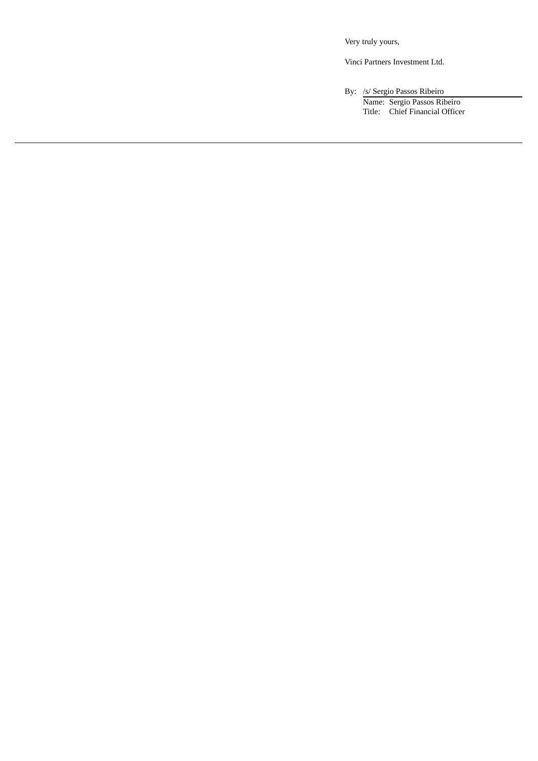Very truly yours,

Vinci Partners Investment Ltd.

By: /s/ Sergio Passos Ribeiro

Name: Sergio Passos Ribeiro

Title: Chief Financial Officer